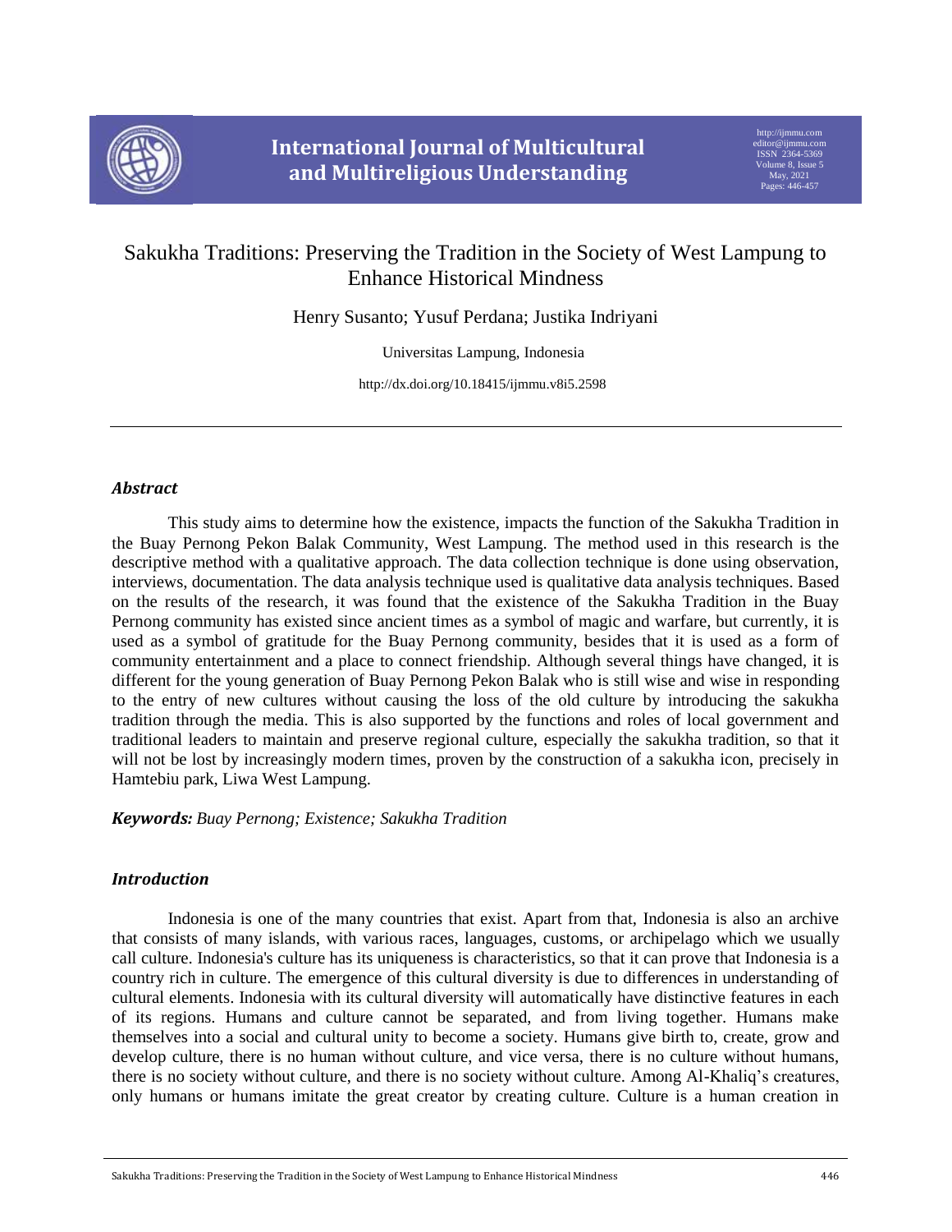# Sakukha Traditions: Preserving the Tradition in the Society of West Lampung to Enhance Historical Mindness

Henry Susanto; Yusuf Perdana; Justika Indriyani

Universitas Lampung, Indonesia

http://dx.doi.org/10.18415/ijmmu.v8i5.2598

---

## *Abstract*

This study aims to determine how the existence, impacts the function of the Sakukha Tradition in the Buay Pernong Pekon Balak Community, West Lampung. The method used in this research is the descriptive method with a qualitative approach. The data collection technique is done using observation, interviews, documentation. The data analysis technique used is qualitative data analysis techniques. Based on the results of the research, it was found that the existence of the Sakukha Tradition in the Buay Pernong community has existed since ancient times as a symbol of magic and warfare, but currently, it is used as a symbol of gratitude for the Buay Pernong community, besides that it is used as a form of community entertainment and a place to connect friendship. Although several things have changed, it is different for the young generation of Buay Pernong Pekon Balak who is still wise and wise in responding to the entry of new cultures without causing the loss of the old culture by introducing the sakukha tradition through the media. This is also supported by the functions and roles of local government and traditional leaders to maintain and preserve regional culture, especially the sakukha tradition, so that it will not be lost by increasingly modern times, proven by the construction of a sakukha icon, precisely in Hamtebiu park, Liwa West Lampung.

***Keywords:*** *Buay Pernong; Existence; Sakukha Tradition*

## *Introduction*

Indonesia is one of the many countries that exist. Apart from that, Indonesia is also an archive that consists of many islands, with various races, languages, customs, or archipelago which we usually call culture. Indonesia's culture has its uniqueness is characteristics, so that it can prove that Indonesia is a country rich in culture. The emergence of this cultural diversity is due to differences in understanding of cultural elements. Indonesia with its cultural diversity will automatically have distinctive features in each of its regions. Humans and culture cannot be separated, and from living together. Humans make themselves into a social and cultural unity to become a society. Humans give birth to, create, grow and develop culture, there is no human without culture, and vice versa, there is no culture without humans, there is no society without culture, and there is no society without culture. Among Al-Khaliq's creatures, only humans or humans imitate the great creator by creating culture. Culture is a human creation in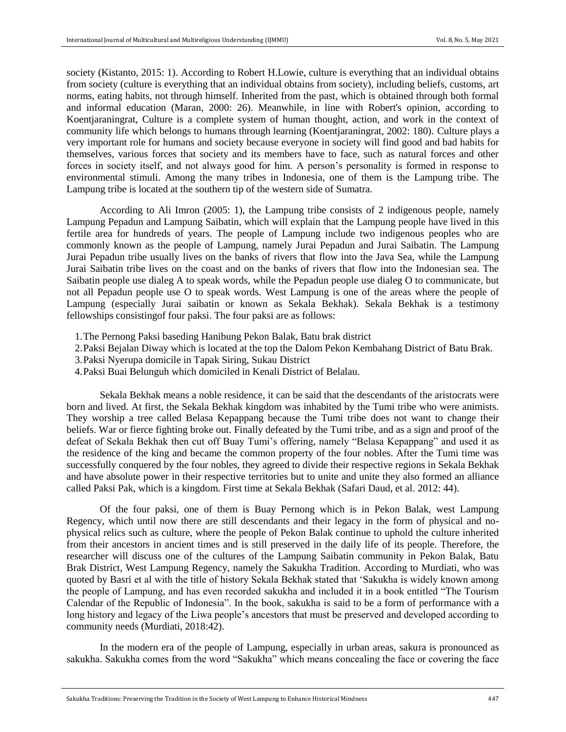society (Kistanto, 2015: 1). According to Robert H.Lowie, culture is everything that an individual obtains from society (culture is everything that an individual obtains from society), including beliefs, customs, art norms, eating habits, not through himself. Inherited from the past, which is obtained through both formal and informal education (Maran, 2000: 26). Meanwhile, in line with Robert's opinion, according to Koentjaraningrat, Culture is a complete system of human thought, action, and work in the context of community life which belongs to humans through learning (Koentjaraningrat, 2002: 180). Culture plays a very important role for humans and society because everyone in society will find good and bad habits for themselves, various forces that society and its members have to face, such as natural forces and other forces in society itself, and not always good for him. A person's personality is formed in response to environmental stimuli. Among the many tribes in Indonesia, one of them is the Lampung tribe. The Lampung tribe is located at the southern tip of the western side of Sumatra.

According to Ali Imron (2005: 1), the Lampung tribe consists of 2 indigenous people, namely Lampung Pepadun and Lampung Saibatin, which will explain that the Lampung people have lived in this fertile area for hundreds of years. The people of Lampung include two indigenous peoples who are commonly known as the people of Lampung, namely Jurai Pepadun and Jurai Saibatin. The Lampung Jurai Pepadun tribe usually lives on the banks of rivers that flow into the Java Sea, while the Lampung Jurai Saibatin tribe lives on the coast and on the banks of rivers that flow into the Indonesian sea. The Saibatin people use dialeg A to speak words, while the Pepadun people use dialeg O to communicate, but not all Pepadun people use O to speak words. West Lampung is one of the areas where the people of Lampung (especially Jurai saibatin or known as Sekala Bekhak). Sekala Bekhak is a testimony fellowships consistingof four paksi. The four paksi are as follows:

1. The Pernong Paksi baseding Hanibung Pekon Balak, Batu brak district
2. Paksi Bejalan Diway which is located at the top the Dalom Pekon Kembahang District of Batu Brak.
3. Paksi Nyerupa domicile in Tapak Siring, Sukau District
4. Paksi Buai Belunguh which domiciled in Kenali District of Belalau.

Sekala Bekhak means a noble residence, it can be said that the descendants of the aristocrats were born and lived. At first, the Sekala Bekhak kingdom was inhabited by the Tumi tribe who were animists. They worship a tree called Belasa Kepappang because the Tumi tribe does not want to change their beliefs. War or fierce fighting broke out. Finally defeated by the Tumi tribe, and as a sign and proof of the defeat of Sekala Bekhak then cut off Buay Tumi's offering, namely "Belasa Kepappang" and used it as the residence of the king and became the common property of the four nobles. After the Tumi time was successfully conquered by the four nobles, they agreed to divide their respective regions in Sekala Bekhak and have absolute power in their respective territories but to unite and unite they also formed an alliance called Paksi Pak, which is a kingdom. First time at Sekala Bekhak (Safari Daud, et al. 2012: 44).

Of the four paksi, one of them is Buay Pernong which is in Pekon Balak, west Lampung Regency, which until now there are still descendants and their legacy in the form of physical and no-physical relics such as culture, where the people of Pekon Balak continue to uphold the culture inherited from their ancestors in ancient times and is still preserved in the daily life of its people. Therefore, the researcher will discuss one of the cultures of the Lampung Saibatin community in Pekon Balak, Batu Brak District, West Lampung Regency, namely the Sakukha Tradition. According to Murdiati, who was quoted by Basri et al with the title of history Sekala Bekhak stated that 'Sakukha is widely known among the people of Lampung, and has even recorded sakukha and included it in a book entitled "The Tourism Calendar of the Republic of Indonesia". In the book, sakukha is said to be a form of performance with a long history and legacy of the Liwa people's ancestors that must be preserved and developed according to community needs (Murdiati, 2018:42).

In the modern era of the people of Lampung, especially in urban areas, sakura is pronounced as sakukha. Sakukha comes from the word "Sakukha" which means concealing the face or covering the face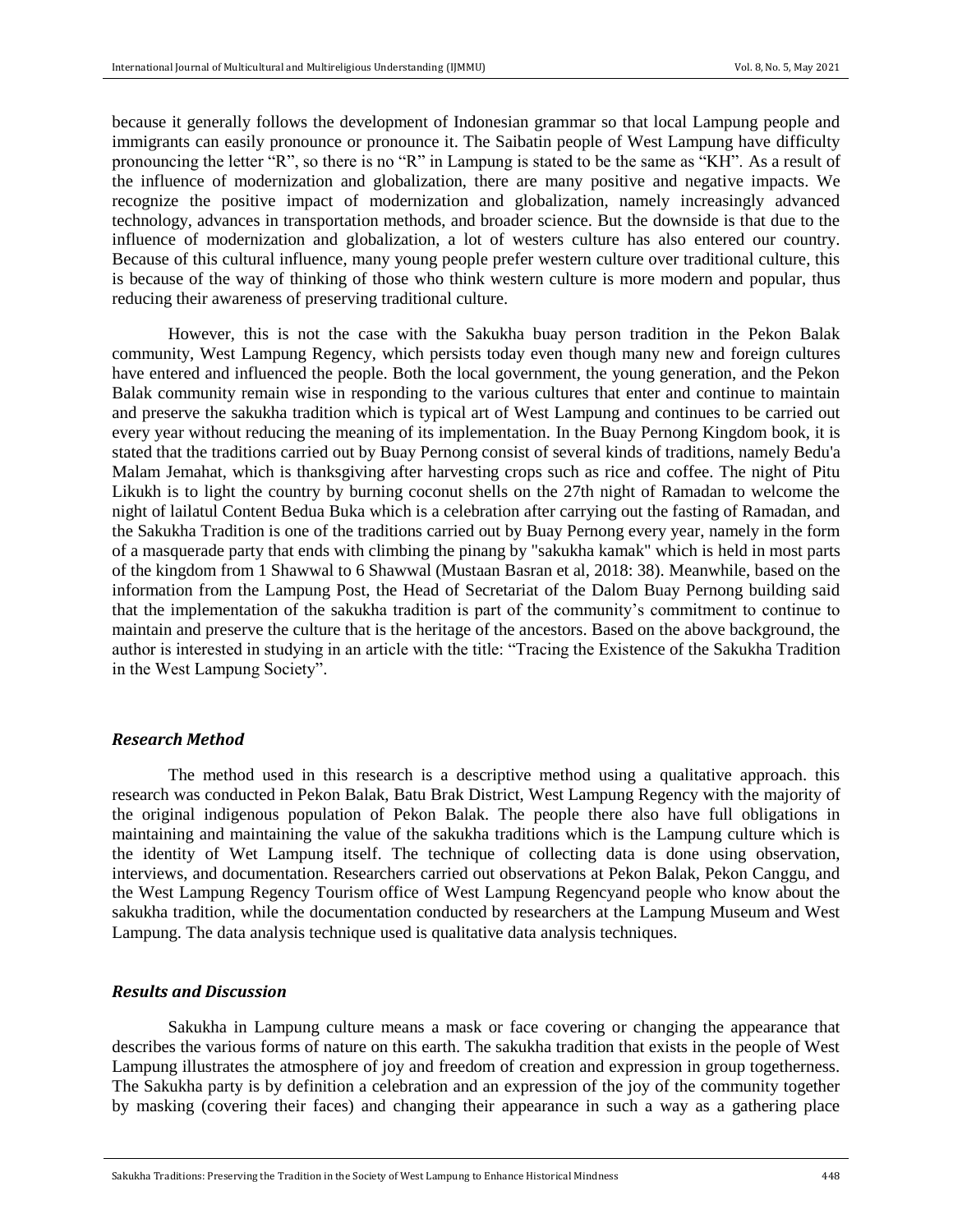because it generally follows the development of Indonesian grammar so that local Lampung people and immigrants can easily pronounce or pronounce it. The Saibatin people of West Lampung have difficulty pronouncing the letter "R", so there is no "R" in Lampung is stated to be the same as "KH". As a result of the influence of modernization and globalization, there are many positive and negative impacts. We recognize the positive impact of modernization and globalization, namely increasingly advanced technology, advances in transportation methods, and broader science. But the downside is that due to the influence of modernization and globalization, a lot of westers culture has also entered our country. Because of this cultural influence, many young people prefer western culture over traditional culture, this is because of the way of thinking of those who think western culture is more modern and popular, thus reducing their awareness of preserving traditional culture.

However, this is not the case with the Sakukha buay person tradition in the Pekon Balak community, West Lampung Regency, which persists today even though many new and foreign cultures have entered and influenced the people. Both the local government, the young generation, and the Pekon Balak community remain wise in responding to the various cultures that enter and continue to maintain and preserve the sakukha tradition which is typical art of West Lampung and continues to be carried out every year without reducing the meaning of its implementation. In the Buay Pernong Kingdom book, it is stated that the traditions carried out by Buay Pernong consist of several kinds of traditions, namely Bedu'a Malam Jemahat, which is thanksgiving after harvesting crops such as rice and coffee. The night of Pitu Likukh is to light the country by burning coconut shells on the 27th night of Ramadan to welcome the night of lailatul Content Bedua Buka which is a celebration after carrying out the fasting of Ramadan, and the Sakukha Tradition is one of the traditions carried out by Buay Pernong every year, namely in the form of a masquerade party that ends with climbing the pinang by "sakukha kamak" which is held in most parts of the kingdom from 1 Shawwal to 6 Shawwal (Mustaan Basran et al, 2018: 38). Meanwhile, based on the information from the Lampung Post, the Head of Secretariat of the Dalom Buay Pernong building said that the implementation of the sakukha tradition is part of the community's commitment to continue to maintain and preserve the culture that is the heritage of the ancestors. Based on the above background, the author is interested in studying in an article with the title: "Tracing the Existence of the Sakukha Tradition in the West Lampung Society".

## *Research Method*

The method used in this research is a descriptive method using a qualitative approach. this research was conducted in Pekon Balak, Batu Brak District, West Lampung Regency with the majority of the original indigenous population of Pekon Balak. The people there also have full obligations in maintaining and maintaining the value of the sakukha traditions which is the Lampung culture which is the identity of Wet Lampung itself. The technique of collecting data is done using observation, interviews, and documentation. Researchers carried out observations at Pekon Balak, Pekon Canggu, and the West Lampung Regency Tourism office of West Lampung Regencyand people who know about the sakukha tradition, while the documentation conducted by researchers at the Lampung Museum and West Lampung. The data analysis technique used is qualitative data analysis techniques.

## *Results and Discussion*

Sakukha in Lampung culture means a mask or face covering or changing the appearance that describes the various forms of nature on this earth. The sakukha tradition that exists in the people of West Lampung illustrates the atmosphere of joy and freedom of creation and expression in group togetherness. The Sakukha party is by definition a celebration and an expression of the joy of the community together by masking (covering their faces) and changing their appearance in such a way as a gathering place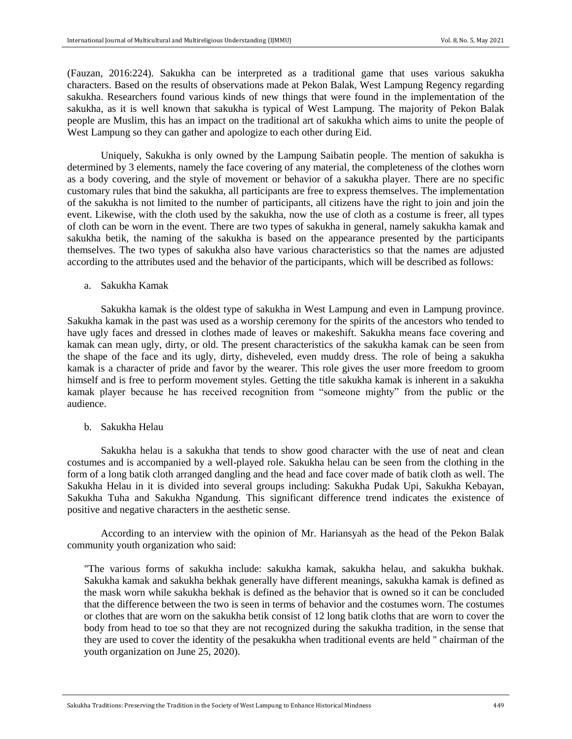(Fauzan, 2016:224). Sakukha can be interpreted as a traditional game that uses various sakukha characters. Based on the results of observations made at Pekon Balak, West Lampung Regency regarding sakukha. Researchers found various kinds of new things that were found in the implementation of the sakukha, as it is well known that sakukha is typical of West Lampung. The majority of Pekon Balak people are Muslim, this has an impact on the traditional art of sakukha which aims to unite the people of West Lampung so they can gather and apologize to each other during Eid.

Uniquely, Sakukha is only owned by the Lampung Saibatin people. The mention of sakukha is determined by 3 elements, namely the face covering of any material, the completeness of the clothes worn as a body covering, and the style of movement or behavior of a sakukha player. There are no specific customary rules that bind the sakukha, all participants are free to express themselves. The implementation of the sakukha is not limited to the number of participants, all citizens have the right to join and join the event. Likewise, with the cloth used by the sakukha, now the use of cloth as a costume is freer, all types of cloth can be worn in the event. There are two types of sakukha in general, namely sakukha kamak and sakukha betik, the naming of the sakukha is based on the appearance presented by the participants themselves. The two types of sakukha also have various characteristics so that the names are adjusted according to the attributes used and the behavior of the participants, which will be described as follows:

a. Sakukha Kamak

Sakukha kamak is the oldest type of sakukha in West Lampung and even in Lampung province. Sakukha kamak in the past was used as a worship ceremony for the spirits of the ancestors who tended to have ugly faces and dressed in clothes made of leaves or makeshift. Sakukha means face covering and kamak can mean ugly, dirty, or old. The present characteristics of the sakukha kamak can be seen from the shape of the face and its ugly, dirty, disheveled, even muddy dress. The role of being a sakukha kamak is a character of pride and favor by the wearer. This role gives the user more freedom to groom himself and is free to perform movement styles. Getting the title sakukha kamak is inherent in a sakukha kamak player because he has received recognition from "someone mighty" from the public or the audience.

b. Sakukha Helau

Sakukha helau is a sakukha that tends to show good character with the use of neat and clean costumes and is accompanied by a well-played role. Sakukha helau can be seen from the clothing in the form of a long batik cloth arranged dangling and the head and face cover made of batik cloth as well. The Sakukha Helau in it is divided into several groups including: Sakukha Pudak Upi, Sakukha Kebayan, Sakukha Tuha and Sakukha Ngandung. This significant difference trend indicates the existence of positive and negative characters in the aesthetic sense.

According to an interview with the opinion of Mr. Hariansyah as the head of the Pekon Balak community youth organization who said:

> "The various forms of sakukha include: sakukha kamak, sakukha helau, and sakukha bukhak. Sakukha kamak and sakukha bekhak generally have different meanings, sakukha kamak is defined as the mask worn while sakukha bekhak is defined as the behavior that is owned so it can be concluded that the difference between the two is seen in terms of behavior and the costumes worn. The costumes or clothes that are worn on the sakukha betik consist of 12 long batik cloths that are worn to cover the body from head to toe so that they are not recognized during the sakukha tradition, in the sense that they are used to cover the identity of the pesakukha when traditional events are held " chairman of the youth organization on June 25, 2020).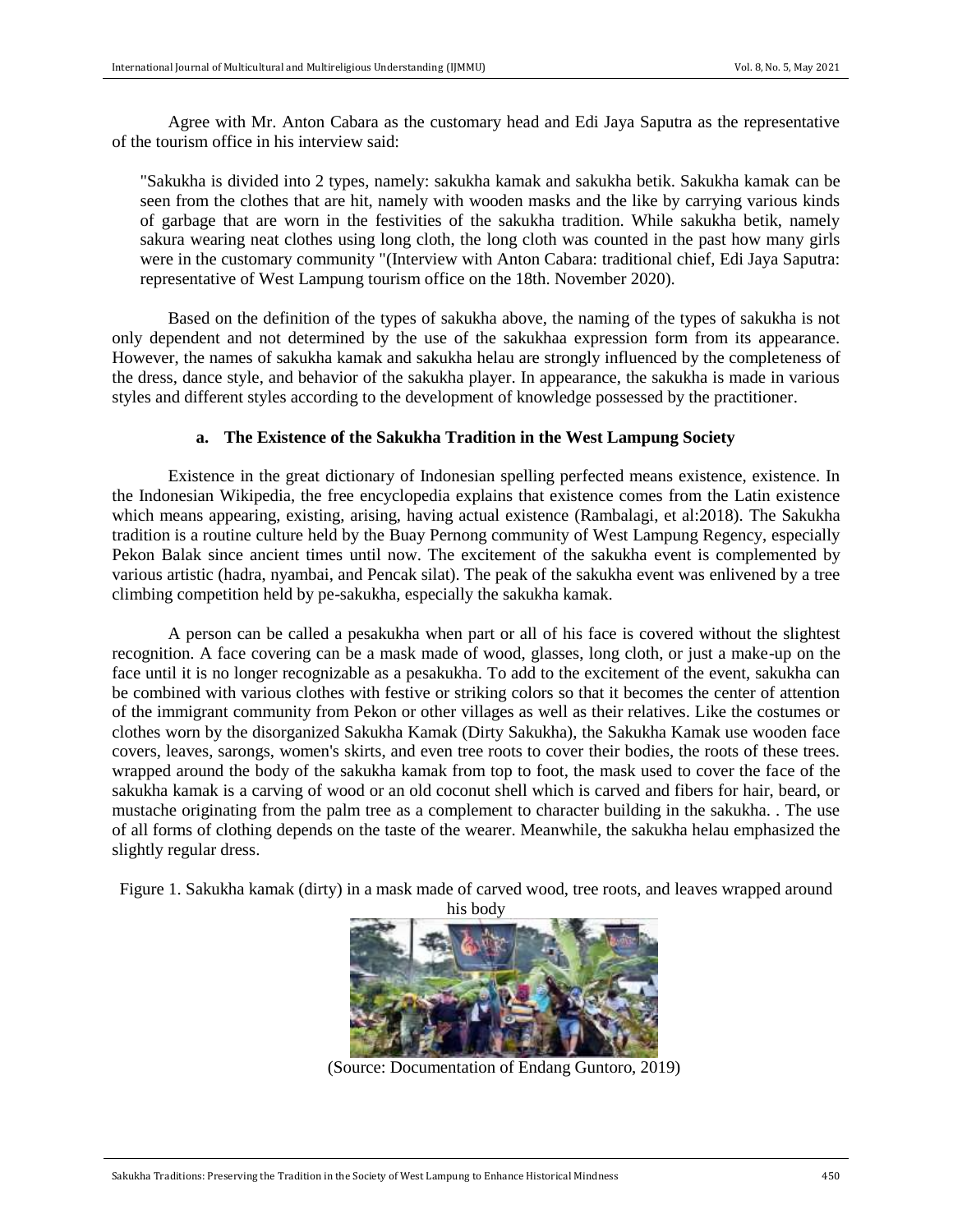Agree with Mr. Anton Cabara as the customary head and Edi Jaya Saputra as the representative of the tourism office in his interview said:

> "Sakukha is divided into 2 types, namely: sakukha kamak and sakukha betik. Sakukha kamak can be seen from the clothes that are hit, namely with wooden masks and the like by carrying various kinds of garbage that are worn in the festivities of the sakukha tradition. While sakukha betik, namely sakura wearing neat clothes using long cloth, the long cloth was counted in the past how many girls were in the customary community "(Interview with Anton Cabara: traditional chief, Edi Jaya Saputra: representative of West Lampung tourism office on the 18th. November 2020).

Based on the definition of the types of sakukha above, the naming of the types of sakukha is not only dependent and not determined by the use of the sakukhaa expression form from its appearance. However, the names of sakukha kamak and sakukha helau are strongly influenced by the completeness of the dress, dance style, and behavior of the sakukha player. In appearance, the sakukha is made in various styles and different styles according to the development of knowledge possessed by the practitioner.

### a. The Existence of the Sakukha Tradition in the West Lampung Society

Existence in the great dictionary of Indonesian spelling perfected means existence, existence. In the Indonesian Wikipedia, the free encyclopedia explains that existence comes from the Latin existence which means appearing, existing, arising, having actual existence (Rambalagi, et al:2018). The Sakukha tradition is a routine culture held by the Buay Pernong community of West Lampung Regency, especially Pekon Balak since ancient times until now. The excitement of the sakukha event is complemented by various artistic (hadra, nyambai, and Pencak silat). The peak of the sakukha event was enlivened by a tree climbing competition held by pe-sakukha, especially the sakukha kamak.

A person can be called a pesakukha when part or all of his face is covered without the slightest recognition. A face covering can be a mask made of wood, glasses, long cloth, or just a make-up on the face until it is no longer recognizable as a pesakukha. To add to the excitement of the event, sakukha can be combined with various clothes with festive or striking colors so that it becomes the center of attention of the immigrant community from Pekon or other villages as well as their relatives. Like the costumes or clothes worn by the disorganized Sakukha Kamak (Dirty Sakukha), the Sakukha Kamak use wooden face covers, leaves, sarongs, women's skirts, and even tree roots to cover their bodies, the roots of these trees. wrapped around the body of the sakukha kamak from top to foot, the mask used to cover the face of the sakukha kamak is a carving of wood or an old coconut shell which is carved and fibers for hair, beard, or mustache originating from the palm tree as a complement to character building in the sakukha. . The use of all forms of clothing depends on the taste of the wearer. Meanwhile, the sakukha helau emphasized the slightly regular dress.

Figure 1. Sakukha kamak (dirty) in a mask made of carved wood, tree roots, and leaves wrapped around his body

(Source: Documentation of Endang Guntoro, 2019)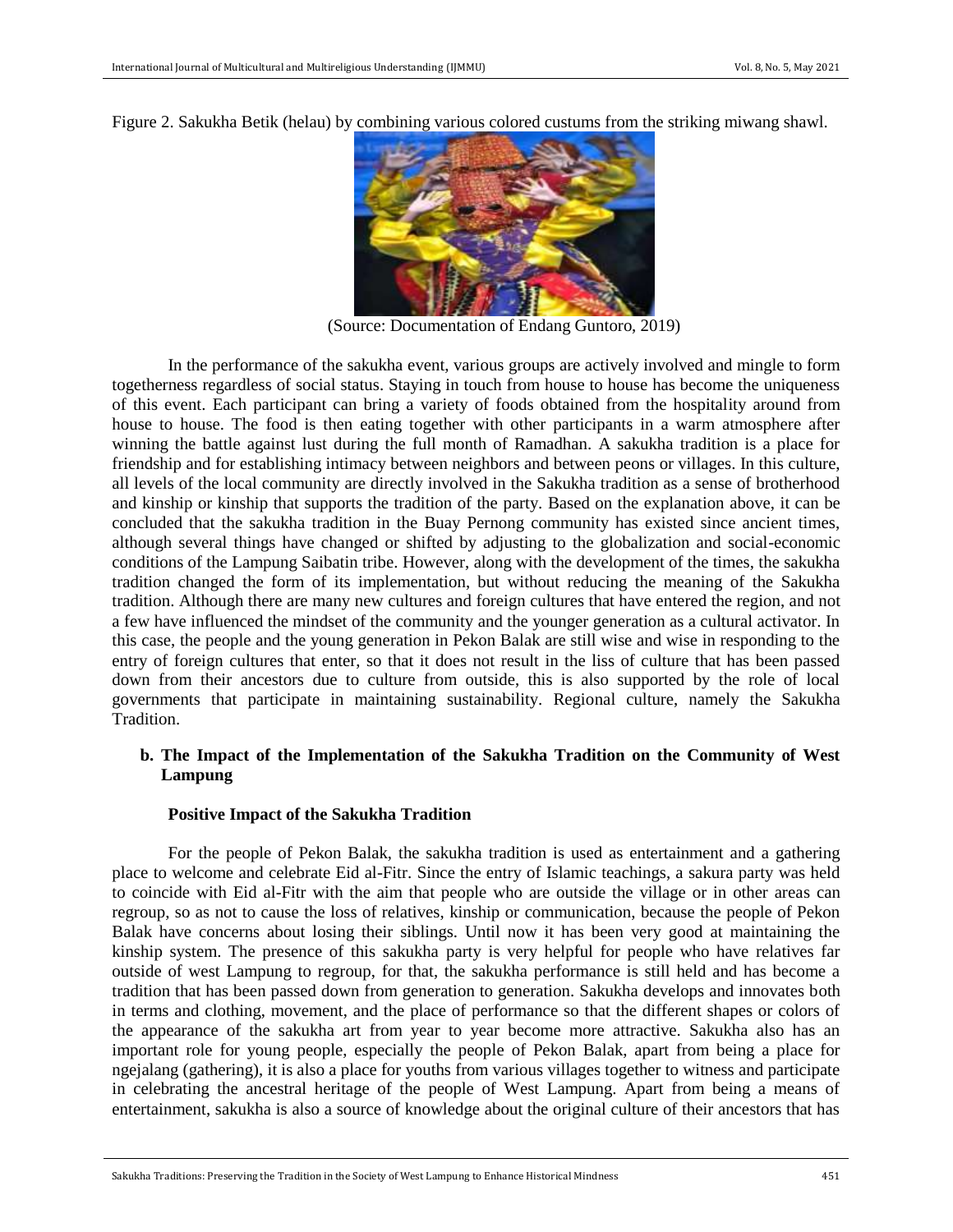Figure 2. Sakukha Betik (helau) by combining various colored custums from the striking miwang shawl.

(Source: Documentation of Endang Guntoro, 2019)

In the performance of the sakukha event, various groups are actively involved and mingle to form togetherness regardless of social status. Staying in touch from house to house has become the uniqueness of this event. Each participant can bring a variety of foods obtained from the hospitality around from house to house. The food is then eating together with other participants in a warm atmosphere after winning the battle against lust during the full month of Ramadhan. A sakukha tradition is a place for friendship and for establishing intimacy between neighbors and between peons or villages. In this culture, all levels of the local community are directly involved in the Sakukha tradition as a sense of brotherhood and kinship or kinship that supports the tradition of the party. Based on the explanation above, it can be concluded that the sakukha tradition in the Buay Pernong community has existed since ancient times, although several things have changed or shifted by adjusting to the globalization and social-economic conditions of the Lampung Saibatin tribe. However, along with the development of the times, the sakukha tradition changed the form of its implementation, but without reducing the meaning of the Sakukha tradition. Although there are many new cultures and foreign cultures that have entered the region, and not a few have influenced the mindset of the community and the younger generation as a cultural activator. In this case, the people and the young generation in Pekon Balak are still wise and wise in responding to the entry of foreign cultures that enter, so that it does not result in the liss of culture that has been passed down from their ancestors due to culture from outside, this is also supported by the role of local governments that participate in maintaining sustainability. Regional culture, namely the Sakukha Tradition.

**b. The Impact of the Implementation of the Sakukha Tradition on the Community of West Lampung**

**Positive Impact of the Sakukha Tradition**

For the people of Pekon Balak, the sakukha tradition is used as entertainment and a gathering place to welcome and celebrate Eid al-Fitr. Since the entry of Islamic teachings, a sakura party was held to coincide with Eid al-Fitr with the aim that people who are outside the village or in other areas can regroup, so as not to cause the loss of relatives, kinship or communication, because the people of Pekon Balak have concerns about losing their siblings. Until now it has been very good at maintaining the kinship system. The presence of this sakukha party is very helpful for people who have relatives far outside of west Lampung to regroup, for that, the sakukha performance is still held and has become a tradition that has been passed down from generation to generation. Sakukha develops and innovates both in terms and clothing, movement, and the place of performance so that the different shapes or colors of the appearance of the sakukha art from year to year become more attractive. Sakukha also has an important role for young people, especially the people of Pekon Balak, apart from being a place for ngejalang (gathering), it is also a place for youths from various villages together to witness and participate in celebrating the ancestral heritage of the people of West Lampung. Apart from being a means of entertainment, sakukha is also a source of knowledge about the original culture of their ancestors that has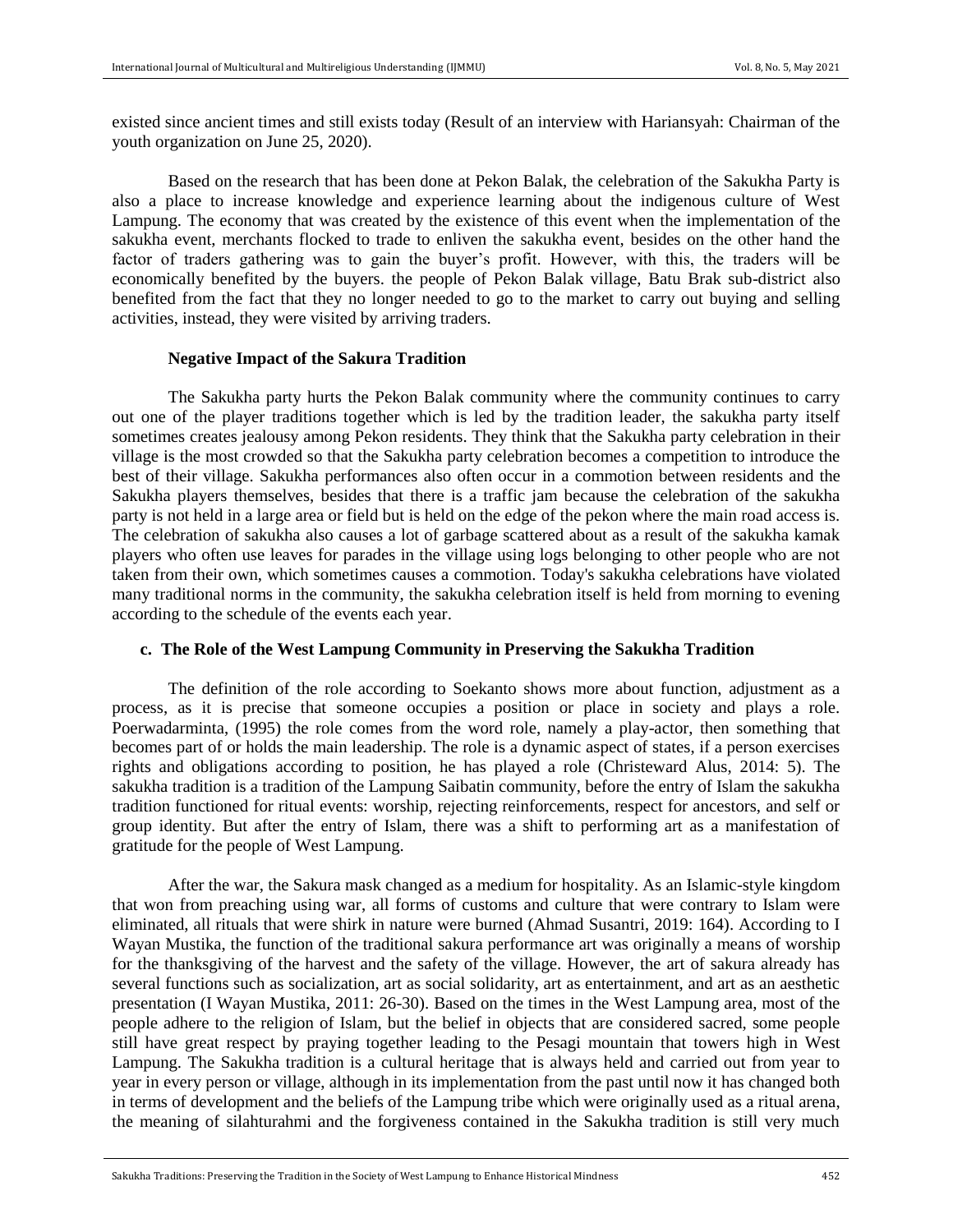existed since ancient times and still exists today (Result of an interview with Hariansyah: Chairman of the youth organization on June 25, 2020).

Based on the research that has been done at Pekon Balak, the celebration of the Sakukha Party is also a place to increase knowledge and experience learning about the indigenous culture of West Lampung. The economy that was created by the existence of this event when the implementation of the sakukha event, merchants flocked to trade to enliven the sakukha event, besides on the other hand the factor of traders gathering was to gain the buyer's profit. However, with this, the traders will be economically benefited by the buyers. the people of Pekon Balak village, Batu Brak sub-district also benefited from the fact that they no longer needed to go to the market to carry out buying and selling activities, instead, they were visited by arriving traders.

**Negative Impact of the Sakura Tradition**

The Sakukha party hurts the Pekon Balak community where the community continues to carry out one of the player traditions together which is led by the tradition leader, the sakukha party itself sometimes creates jealousy among Pekon residents. They think that the Sakukha party celebration in their village is the most crowded so that the Sakukha party celebration becomes a competition to introduce the best of their village. Sakukha performances also often occur in a commotion between residents and the Sakukha players themselves, besides that there is a traffic jam because the celebration of the sakukha party is not held in a large area or field but is held on the edge of the pekon where the main road access is. The celebration of sakukha also causes a lot of garbage scattered about as a result of the sakukha kamak players who often use leaves for parades in the village using logs belonging to other people who are not taken from their own, which sometimes causes a commotion. Today's sakukha celebrations have violated many traditional norms in the community, the sakukha celebration itself is held from morning to evening according to the schedule of the events each year.

**c. The Role of the West Lampung Community in Preserving the Sakukha Tradition**

The definition of the role according to Soekanto shows more about function, adjustment as a process, as it is precise that someone occupies a position or place in society and plays a role. Poerwadarminta, (1995) the role comes from the word role, namely a play-actor, then something that becomes part of or holds the main leadership. The role is a dynamic aspect of states, if a person exercises rights and obligations according to position, he has played a role (Christeward Alus, 2014: 5). The sakukha tradition is a tradition of the Lampung Saibatin community, before the entry of Islam the sakukha tradition functioned for ritual events: worship, rejecting reinforcements, respect for ancestors, and self or group identity. But after the entry of Islam, there was a shift to performing art as a manifestation of gratitude for the people of West Lampung.

After the war, the Sakura mask changed as a medium for hospitality. As an Islamic-style kingdom that won from preaching using war, all forms of customs and culture that were contrary to Islam were eliminated, all rituals that were shirk in nature were burned (Ahmad Susantri, 2019: 164). According to I Wayan Mustika, the function of the traditional sakura performance art was originally a means of worship for the thanksgiving of the harvest and the safety of the village. However, the art of sakura already has several functions such as socialization, art as social solidarity, art as entertainment, and art as an aesthetic presentation (I Wayan Mustika, 2011: 26-30). Based on the times in the West Lampung area, most of the people adhere to the religion of Islam, but the belief in objects that are considered sacred, some people still have great respect by praying together leading to the Pesagi mountain that towers high in West Lampung. The Sakukha tradition is a cultural heritage that is always held and carried out from year to year in every person or village, although in its implementation from the past until now it has changed both in terms of development and the beliefs of the Lampung tribe which were originally used as a ritual arena, the meaning of silahturahmi and the forgiveness contained in the Sakukha tradition is still very much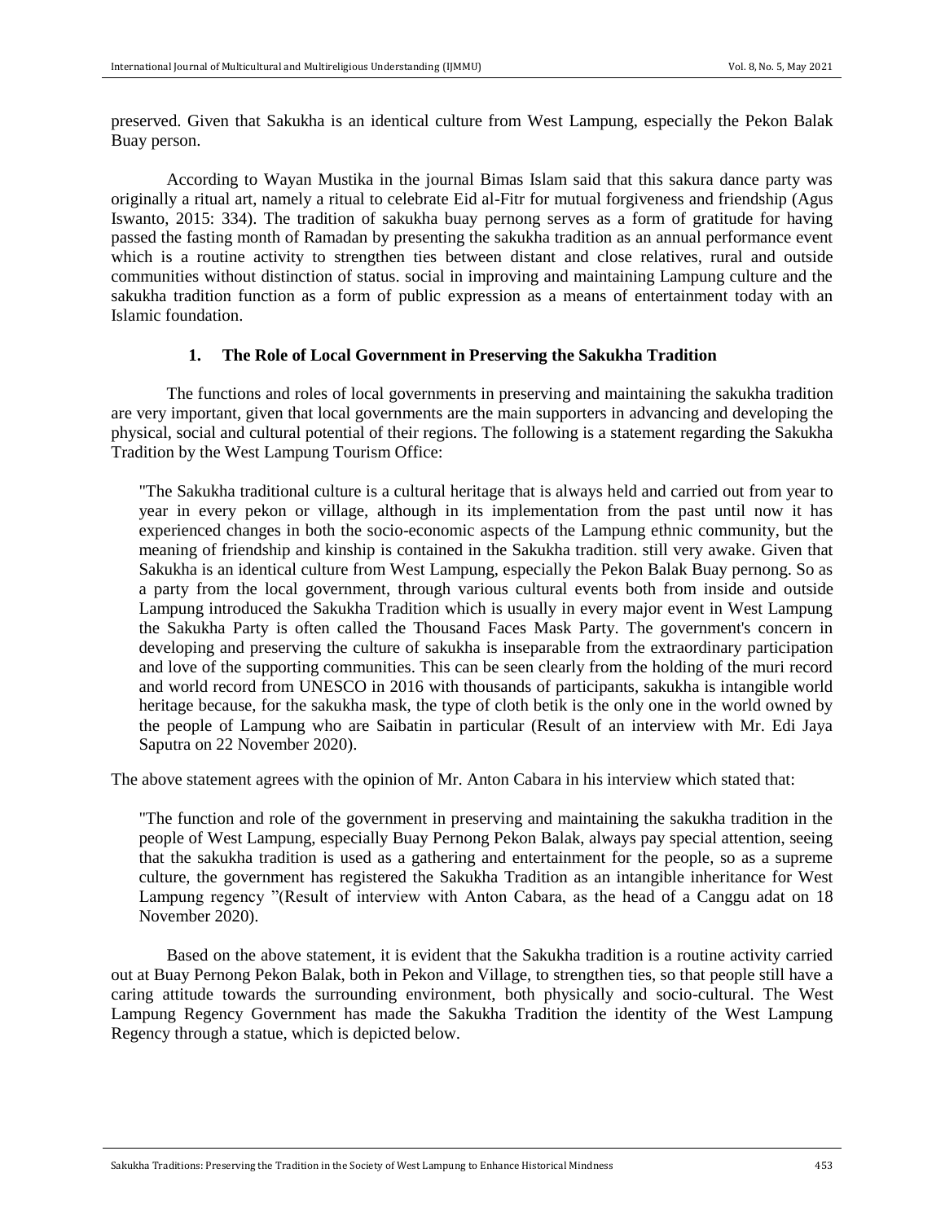preserved. Given that Sakukha is an identical culture from West Lampung, especially the Pekon Balak Buay person.

According to Wayan Mustika in the journal Bimas Islam said that this sakura dance party was originally a ritual art, namely a ritual to celebrate Eid al-Fitr for mutual forgiveness and friendship (Agus Iswanto, 2015: 334). The tradition of sakukha buay pernong serves as a form of gratitude for having passed the fasting month of Ramadan by presenting the sakukha tradition as an annual performance event which is a routine activity to strengthen ties between distant and close relatives, rural and outside communities without distinction of status. social in improving and maintaining Lampung culture and the sakukha tradition function as a form of public expression as a means of entertainment today with an Islamic foundation.

### 1. The Role of Local Government in Preserving the Sakukha Tradition

The functions and roles of local governments in preserving and maintaining the sakukha tradition are very important, given that local governments are the main supporters in advancing and developing the physical, social and cultural potential of their regions. The following is a statement regarding the Sakukha Tradition by the West Lampung Tourism Office:

> "The Sakukha traditional culture is a cultural heritage that is always held and carried out from year to year in every pekon or village, although in its implementation from the past until now it has experienced changes in both the socio-economic aspects of the Lampung ethnic community, but the meaning of friendship and kinship is contained in the Sakukha tradition. still very awake. Given that Sakukha is an identical culture from West Lampung, especially the Pekon Balak Buay pernong. So as a party from the local government, through various cultural events both from inside and outside Lampung introduced the Sakukha Tradition which is usually in every major event in West Lampung the Sakukha Party is often called the Thousand Faces Mask Party. The government's concern in developing and preserving the culture of sakukha is inseparable from the extraordinary participation and love of the supporting communities. This can be seen clearly from the holding of the muri record and world record from UNESCO in 2016 with thousands of participants, sakukha is intangible world heritage because, for the sakukha mask, the type of cloth betik is the only one in the world owned by the people of Lampung who are Saibatin in particular (Result of an interview with Mr. Edi Jaya Saputra on 22 November 2020).

The above statement agrees with the opinion of Mr. Anton Cabara in his interview which stated that:

> "The function and role of the government in preserving and maintaining the sakukha tradition in the people of West Lampung, especially Buay Pernong Pekon Balak, always pay special attention, seeing that the sakukha tradition is used as a gathering and entertainment for the people, so as a supreme culture, the government has registered the Sakukha Tradition as an intangible inheritance for West Lampung regency "(Result of interview with Anton Cabara, as the head of a Canggu adat on 18 November 2020).

Based on the above statement, it is evident that the Sakukha tradition is a routine activity carried out at Buay Pernong Pekon Balak, both in Pekon and Village, to strengthen ties, so that people still have a caring attitude towards the surrounding environment, both physically and socio-cultural. The West Lampung Regency Government has made the Sakukha Tradition the identity of the West Lampung Regency through a statue, which is depicted below.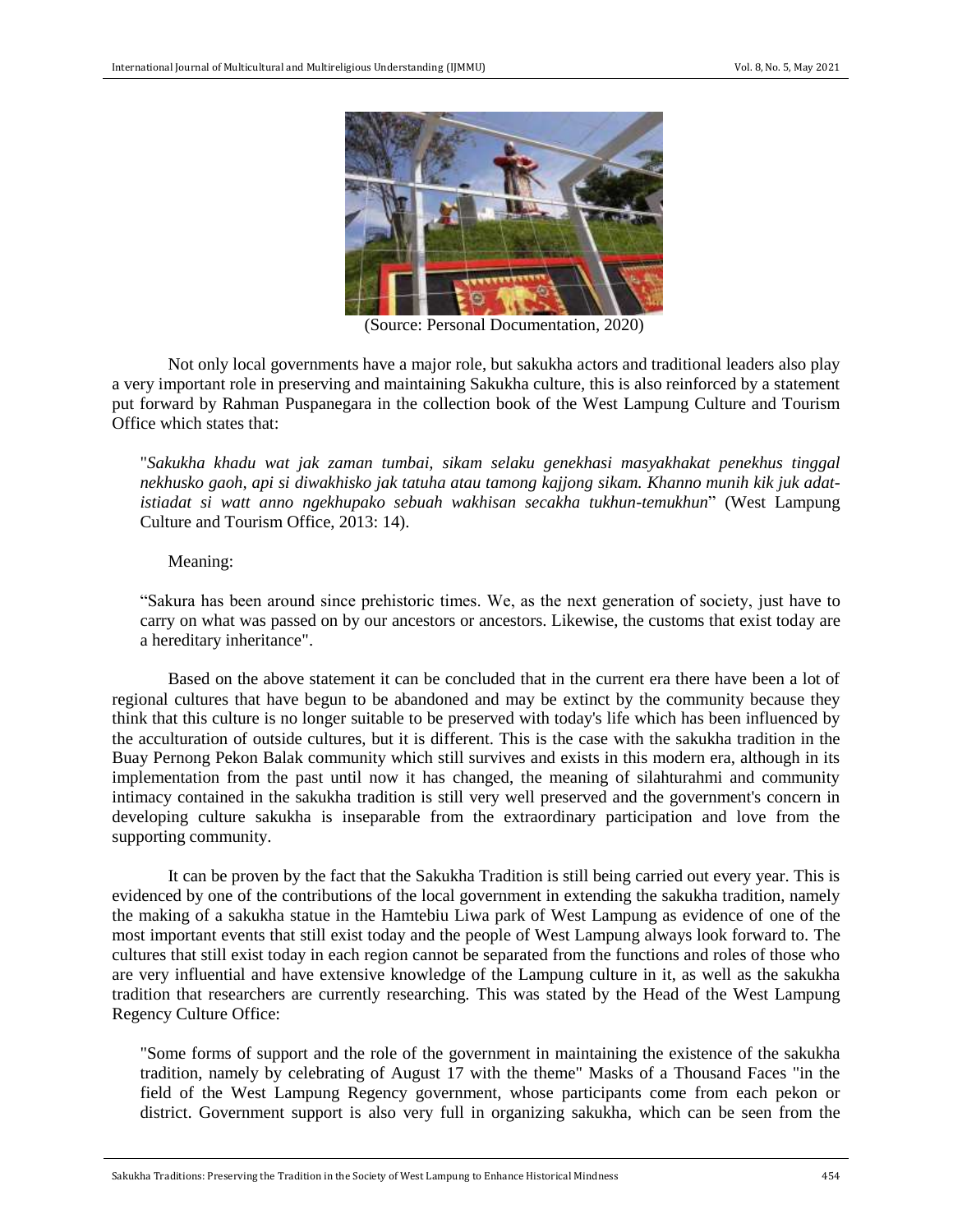(Source: Personal Documentation, 2020)

Not only local governments have a major role, but sakukha actors and traditional leaders also play a very important role in preserving and maintaining Sakukha culture, this is also reinforced by a statement put forward by Rahman Puspanegara in the collection book of the West Lampung Culture and Tourism Office which states that:

> "*Sakukha khadu wat jak zaman tumbai, sikam selaku genekhasi masyakhakat penekhus tinggal nekhusko gaoh, api si diwakhisko jak tatuha atau tamong kajjong sikam. Khanno munih kik juk adat-istiadat si watt anno ngekhupako sebuah wakhisan secakha tukhun-temukhun*" (West Lampung Culture and Tourism Office, 2013: 14).

Meaning:

> "Sakura has been around since prehistoric times. We, as the next generation of society, just have to carry on what was passed on by our ancestors or ancestors. Likewise, the customs that exist today are a hereditary inheritance".

Based on the above statement it can be concluded that in the current era there have been a lot of regional cultures that have begun to be abandoned and may be extinct by the community because they think that this culture is no longer suitable to be preserved with today's life which has been influenced by the acculturation of outside cultures, but it is different. This is the case with the sakukha tradition in the Buay Pernong Pekon Balak community which still survives and exists in this modern era, although in its implementation from the past until now it has changed, the meaning of silahturahmi and community intimacy contained in the sakukha tradition is still very well preserved and the government's concern in developing culture sakukha is inseparable from the extraordinary participation and love from the supporting community.

It can be proven by the fact that the Sakukha Tradition is still being carried out every year. This is evidenced by one of the contributions of the local government in extending the sakukha tradition, namely the making of a sakukha statue in the Hamtebiu Liwa park of West Lampung as evidence of one of the most important events that still exist today and the people of West Lampung always look forward to. The cultures that still exist today in each region cannot be separated from the functions and roles of those who are very influential and have extensive knowledge of the Lampung culture in it, as well as the sakukha tradition that researchers are currently researching. This was stated by the Head of the West Lampung Regency Culture Office:

> "Some forms of support and the role of the government in maintaining the existence of the sakukha tradition, namely by celebrating of August 17 with the theme" Masks of a Thousand Faces "in the field of the West Lampung Regency government, whose participants come from each pekon or district. Government support is also very full in organizing sakukha, which can be seen from the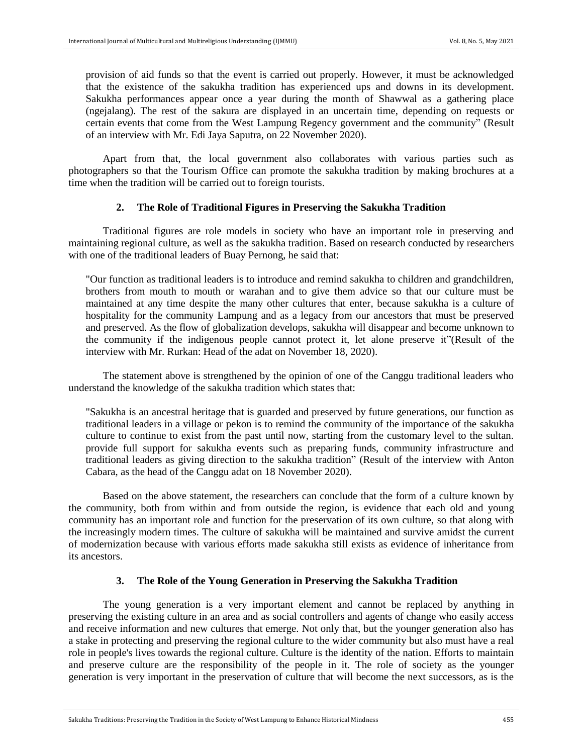provision of aid funds so that the event is carried out properly. However, it must be acknowledged that the existence of the sakukha tradition has experienced ups and downs in its development. Sakukha performances appear once a year during the month of Shawwal as a gathering place (ngejalang). The rest of the sakura are displayed in an uncertain time, depending on requests or certain events that come from the West Lampung Regency government and the community" (Result of an interview with Mr. Edi Jaya Saputra, on 22 November 2020).

Apart from that, the local government also collaborates with various parties such as photographers so that the Tourism Office can promote the sakukha tradition by making brochures at a time when the tradition will be carried out to foreign tourists.

### 2. The Role of Traditional Figures in Preserving the Sakukha Tradition

Traditional figures are role models in society who have an important role in preserving and maintaining regional culture, as well as the sakukha tradition. Based on research conducted by researchers with one of the traditional leaders of Buay Pernong, he said that:

> "Our function as traditional leaders is to introduce and remind sakukha to children and grandchildren, brothers from mouth to mouth or warahan and to give them advice so that our culture must be maintained at any time despite the many other cultures that enter, because sakukha is a culture of hospitality for the community Lampung and as a legacy from our ancestors that must be preserved and preserved. As the flow of globalization develops, sakukha will disappear and become unknown to the community if the indigenous people cannot protect it, let alone preserve it"(Result of the interview with Mr. Rurkan: Head of the adat on November 18, 2020).

The statement above is strengthened by the opinion of one of the Canggu traditional leaders who understand the knowledge of the sakukha tradition which states that:

> "Sakukha is an ancestral heritage that is guarded and preserved by future generations, our function as traditional leaders in a village or pekon is to remind the community of the importance of the sakukha culture to continue to exist from the past until now, starting from the customary level to the sultan. provide full support for sakukha events such as preparing funds, community infrastructure and traditional leaders as giving direction to the sakukha tradition" (Result of the interview with Anton Cabara, as the head of the Canggu adat on 18 November 2020).

Based on the above statement, the researchers can conclude that the form of a culture known by the community, both from within and from outside the region, is evidence that each old and young community has an important role and function for the preservation of its own culture, so that along with the increasingly modern times. The culture of sakukha will be maintained and survive amidst the current of modernization because with various efforts made sakukha still exists as evidence of inheritance from its ancestors.

### 3. The Role of the Young Generation in Preserving the Sakukha Tradition

The young generation is a very important element and cannot be replaced by anything in preserving the existing culture in an area and as social controllers and agents of change who easily access and receive information and new cultures that emerge. Not only that, but the younger generation also has a stake in protecting and preserving the regional culture to the wider community but also must have a real role in people's lives towards the regional culture. Culture is the identity of the nation. Efforts to maintain and preserve culture are the responsibility of the people in it. The role of society as the younger generation is very important in the preservation of culture that will become the next successors, as is the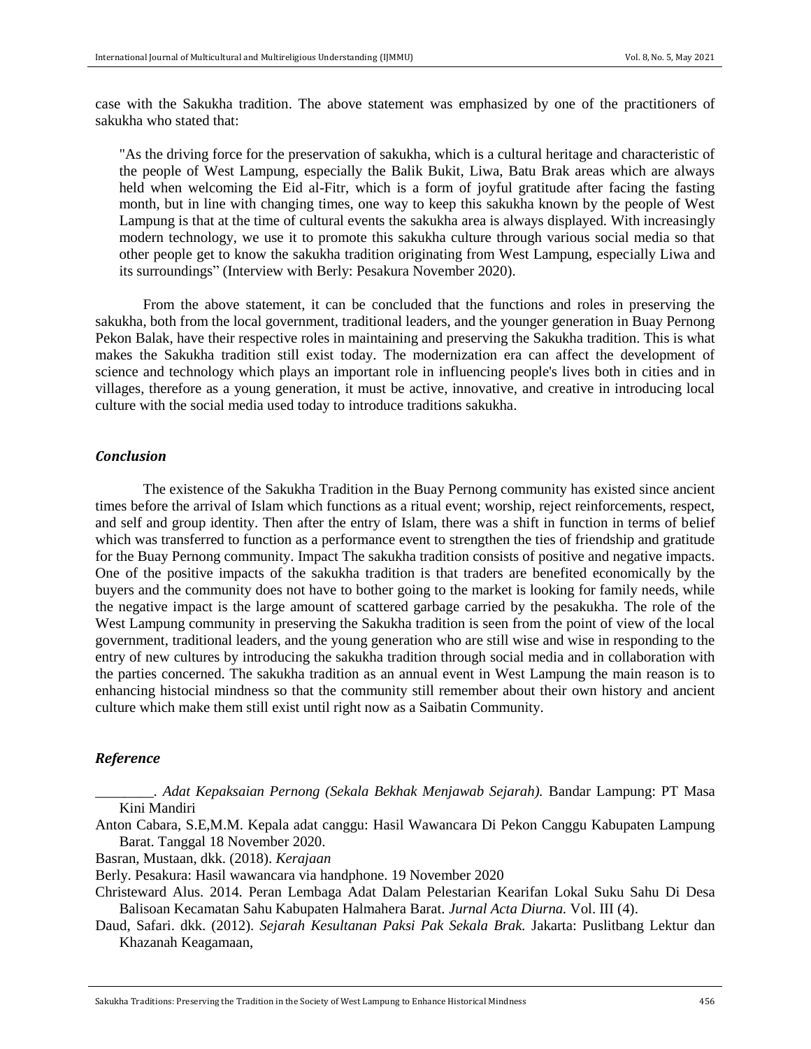case with the Sakukha tradition. The above statement was emphasized by one of the practitioners of sakukha who stated that:

> "As the driving force for the preservation of sakukha, which is a cultural heritage and characteristic of the people of West Lampung, especially the Balik Bukit, Liwa, Batu Brak areas which are always held when welcoming the Eid al-Fitr, which is a form of joyful gratitude after facing the fasting month, but in line with changing times, one way to keep this sakukha known by the people of West Lampung is that at the time of cultural events the sakukha area is always displayed. With increasingly modern technology, we use it to promote this sakukha culture through various social media so that other people get to know the sakukha tradition originating from West Lampung, especially Liwa and its surroundings" (Interview with Berly: Pesakura November 2020).

From the above statement, it can be concluded that the functions and roles in preserving the sakukha, both from the local government, traditional leaders, and the younger generation in Buay Pernong Pekon Balak, have their respective roles in maintaining and preserving the Sakukha tradition. This is what makes the Sakukha tradition still exist today. The modernization era can affect the development of science and technology which plays an important role in influencing people's lives both in cities and in villages, therefore as a young generation, it must be active, innovative, and creative in introducing local culture with the social media used today to introduce traditions sakukha.

### *Conclusion*

The existence of the Sakukha Tradition in the Buay Pernong community has existed since ancient times before the arrival of Islam which functions as a ritual event; worship, reject reinforcements, respect, and self and group identity. Then after the entry of Islam, there was a shift in function in terms of belief which was transferred to function as a performance event to strengthen the ties of friendship and gratitude for the Buay Pernong community. Impact The sakukha tradition consists of positive and negative impacts. One of the positive impacts of the sakukha tradition is that traders are benefited economically by the buyers and the community does not have to bother going to the market is looking for family needs, while the negative impact is the large amount of scattered garbage carried by the pesakukha. The role of the West Lampung community in preserving the Sakukha tradition is seen from the point of view of the local government, traditional leaders, and the young generation who are still wise and wise in responding to the entry of new cultures by introducing the sakukha tradition through social media and in collaboration with the parties concerned. The sakukha tradition as an annual event in West Lampung the main reason is to enhancing histocial mindness so that the community still remember about their own history and ancient culture which make them still exist until right now as a Saibatin Community.

### *Reference*

________. *Adat Kepaksaian Pernong (Sekala Bekhak Menjawab Sejarah).* Bandar Lampung: PT Masa Kini Mandiri

Anton Cabara, S.E,M.M. Kepala adat canggu: Hasil Wawancara Di Pekon Canggu Kabupaten Lampung Barat. Tanggal 18 November 2020.

Basran, Mustaan, dkk. (2018). *Kerajaan*

Berly. Pesakura: Hasil wawancara via handphone. 19 November 2020

Christeward Alus. 2014. Peran Lembaga Adat Dalam Pelestarian Kearifan Lokal Suku Sahu Di Desa Balisoan Kecamatan Sahu Kabupaten Halmahera Barat. *Jurnal Acta Diurna.* Vol. III (4).

Daud, Safari. dkk. (2012). *Sejarah Kesultanan Paksi Pak Sekala Brak.* Jakarta: Puslitbang Lektur dan Khazanah Keagamaan,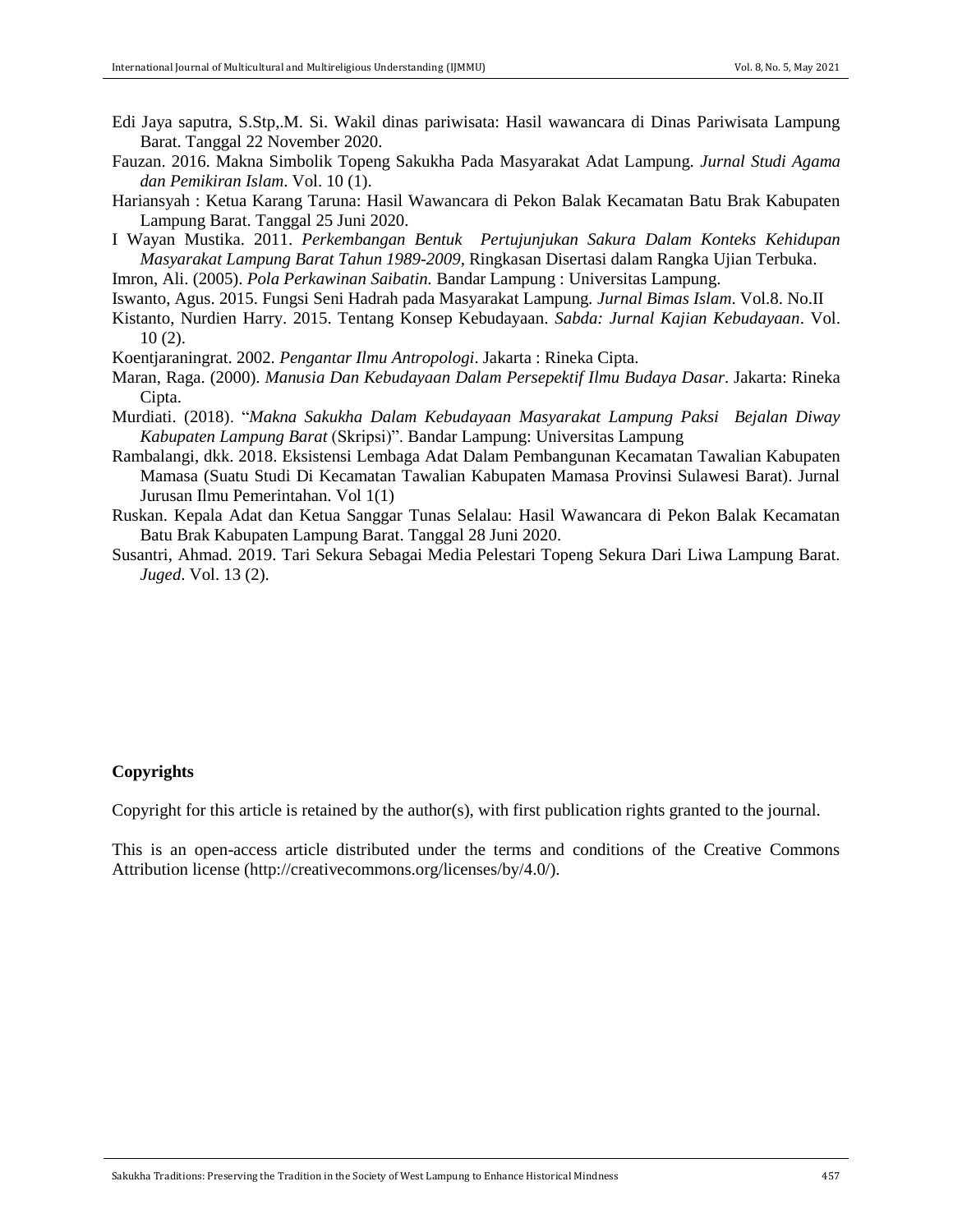Edi Jaya saputra, S.Stp,.M. Si. Wakil dinas pariwisata: Hasil wawancara di Dinas Pariwisata Lampung Barat. Tanggal 22 November 2020.

Fauzan. 2016. Makna Simbolik Topeng Sakukha Pada Masyarakat Adat Lampung. *Jurnal Studi Agama dan Pemikiran Islam*. Vol. 10 (1).

Hariansyah : Ketua Karang Taruna: Hasil Wawancara di Pekon Balak Kecamatan Batu Brak Kabupaten Lampung Barat. Tanggal 25 Juni 2020.

I Wayan Mustika. 2011. *Perkembangan Bentuk Pertujunjukan Sakura Dalam Konteks Kehidupan Masyarakat Lampung Barat Tahun 1989-2009*, Ringkasan Disertasi dalam Rangka Ujian Terbuka.

Imron, Ali. (2005). *Pola Perkawinan Saibatin.* Bandar Lampung : Universitas Lampung.

Iswanto, Agus. 2015. Fungsi Seni Hadrah pada Masyarakat Lampung. *Jurnal Bimas Islam*. Vol.8. No.II

Kistanto, Nurdien Harry. 2015. Tentang Konsep Kebudayaan. *Sabda: Jurnal Kajian Kebudayaan*. Vol. 10 (2).

Koentjaraningrat. 2002. *Pengantar Ilmu Antropologi*. Jakarta : Rineka Cipta.

Maran, Raga. (2000). *Manusia Dan Kebudayaan Dalam Persepektif Ilmu Budaya Dasar*. Jakarta: Rineka Cipta.

Murdiati. (2018). "*Makna Sakukha Dalam Kebudayaan Masyarakat Lampung Paksi Bejalan Diway Kabupaten Lampung Barat* (Skripsi)". Bandar Lampung: Universitas Lampung

Rambalangi, dkk. 2018. Eksistensi Lembaga Adat Dalam Pembangunan Kecamatan Tawalian Kabupaten Mamasa (Suatu Studi Di Kecamatan Tawalian Kabupaten Mamasa Provinsi Sulawesi Barat). Jurnal Jurusan Ilmu Pemerintahan. Vol 1(1)

Ruskan. Kepala Adat dan Ketua Sanggar Tunas Selalau: Hasil Wawancara di Pekon Balak Kecamatan Batu Brak Kabupaten Lampung Barat. Tanggal 28 Juni 2020.

Susantri, Ahmad. 2019. Tari Sekura Sebagai Media Pelestari Topeng Sekura Dari Liwa Lampung Barat. *Juged*. Vol. 13 (2).

**Copyrights**

Copyright for this article is retained by the author(s), with first publication rights granted to the journal.

This is an open-access article distributed under the terms and conditions of the Creative Commons Attribution license (http://creativecommons.org/licenses/by/4.0/).